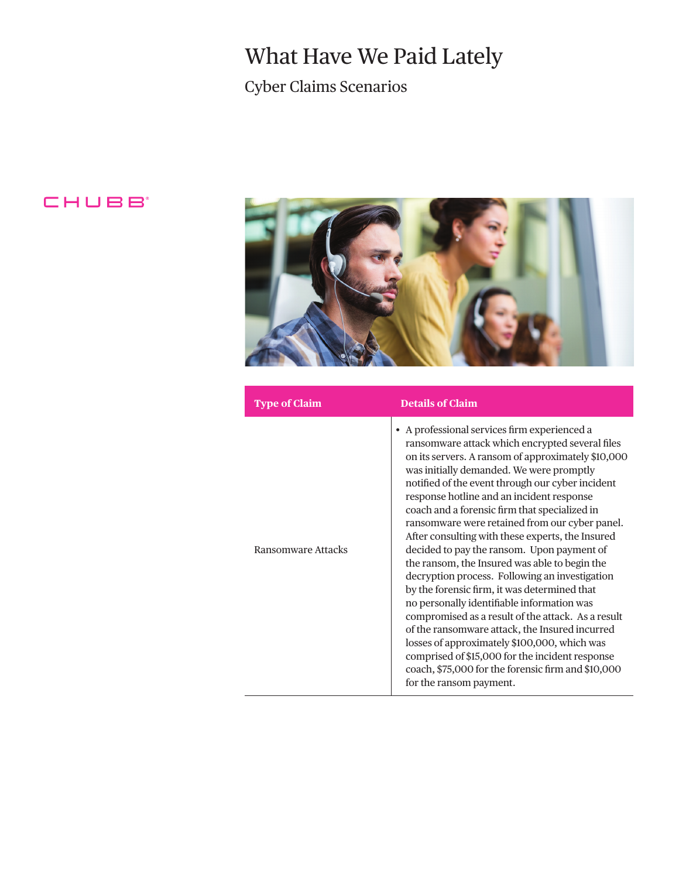# What Have We Paid Lately

## Cyber Claims Scenarios

CHUBB

| Type of Claim | Details of Claim |
| --- | --- |
| Ransomware Attacks | • A professional services firm experienced a ransomware attack which encrypted several files on its servers. A ransom of approximately $10,000 was initially demanded. We were promptly notified of the event through our cyber incident response hotline and an incident response coach and a forensic firm that specialized in ransomware were retained from our cyber panel. After consulting with these experts, the Insured decided to pay the ransom. Upon payment of the ransom, the Insured was able to begin the decryption process. Following an investigation by the forensic firm, it was determined that no personally identifiable information was compromised as a result of the attack. As a result of the ransomware attack, the Insured incurred losses of approximately $100,000, which was comprised of $15,000 for the incident response coach, $75,000 for the forensic firm and $10,000 for the ransom payment. |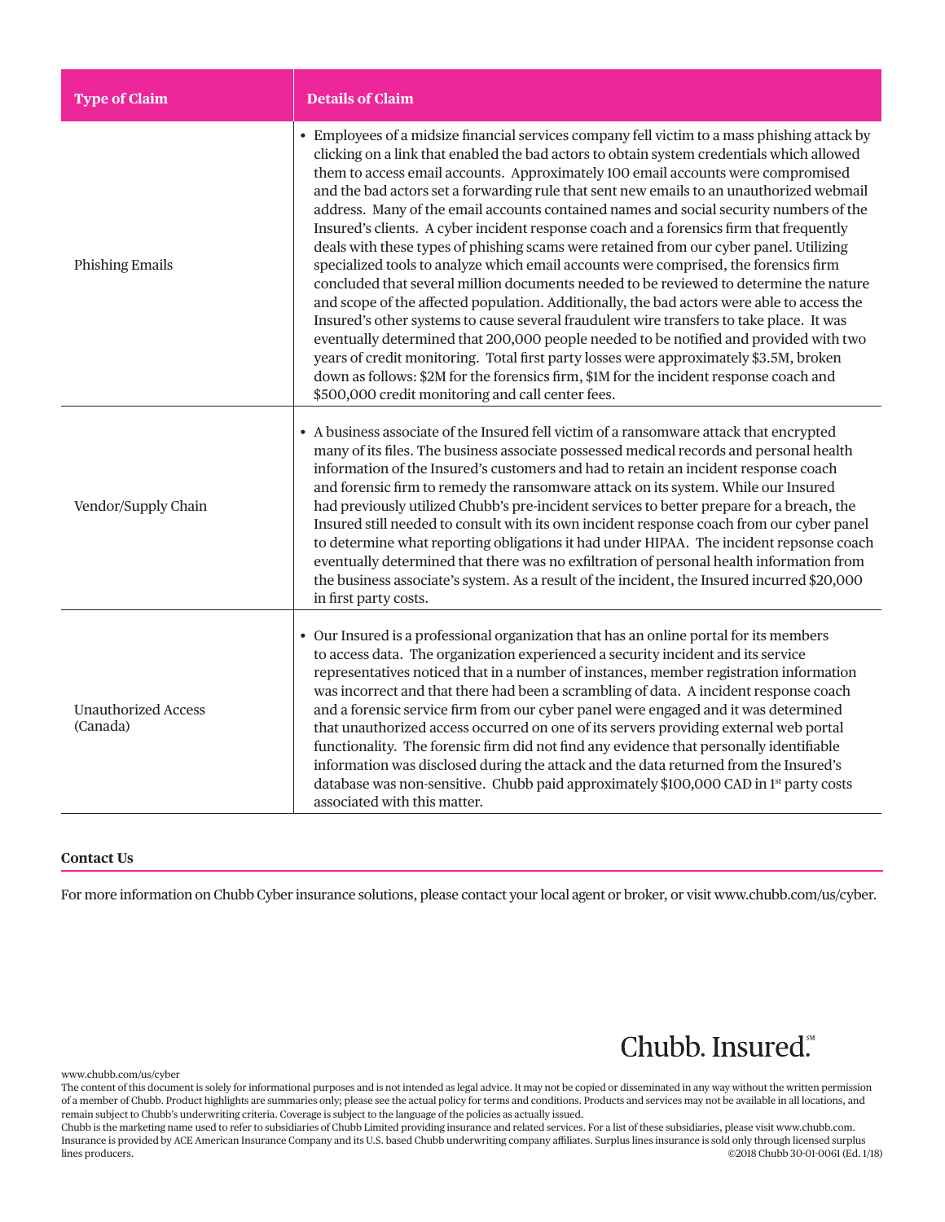| Type of Claim | Details of Claim |
|---|---|
| Phishing Emails | • Employees of a midsize financial services company fell victim to a mass phishing attack by clicking on a link that enabled the bad actors to obtain system credentials which allowed them to access email accounts. Approximately 100 email accounts were compromised and the bad actors set a forwarding rule that sent new emails to an unauthorized webmail address. Many of the email accounts contained names and social security numbers of the Insured's clients. A cyber incident response coach and a forensics firm that frequently deals with these types of phishing scams were retained from our cyber panel. Utilizing specialized tools to analyze which email accounts were comprised, the forensics firm concluded that several million documents needed to be reviewed to determine the nature and scope of the affected population. Additionally, the bad actors were able to access the Insured's other systems to cause several fraudulent wire transfers to take place. It was eventually determined that 200,000 people needed to be notified and provided with two years of credit monitoring. Total first party losses were approximately $3.5M, broken down as follows: $2M for the forensics firm, $1M for the incident response coach and $500,000 credit monitoring and call center fees. |
| Vendor/Supply Chain | • A business associate of the Insured fell victim of a ransomware attack that encrypted many of its files. The business associate possessed medical records and personal health information of the Insured's customers and had to retain an incident response coach and forensic firm to remedy the ransomware attack on its system. While our Insured had previously utilized Chubb's pre-incident services to better prepare for a breach, the Insured still needed to consult with its own incident response coach from our cyber panel to determine what reporting obligations it had under HIPAA. The incident repsonse coach eventually determined that there was no exfiltration of personal health information from the business associate's system. As a result of the incident, the Insured incurred $20,000 in first party costs. |
| Unauthorized Access (Canada) | • Our Insured is a professional organization that has an online portal for its members to access data. The organization experienced a security incident and its service representatives noticed that in a number of instances, member registration information was incorrect and that there had been a scrambling of data. A incident response coach and a forensic service firm from our cyber panel were engaged and it was determined that unauthorized access occurred on one of its servers providing external web portal functionality. The forensic firm did not find any evidence that personally identifiable information was disclosed during the attack and the data returned from the Insured's database was non-sensitive. Chubb paid approximately $100,000 CAD in 1st party costs associated with this matter. |

**Contact Us**

For more information on Chubb Cyber insurance solutions, please contact your local agent or broker, or visit www.chubb.com/us/cyber.

Chubb. Insured.℠

www.chubb.com/us/cyber

The content of this document is solely for informational purposes and is not intended as legal advice. It may not be copied or disseminated in any way without the written permission of a member of Chubb. Product highlights are summaries only; please see the actual policy for terms and conditions. Products and services may not be available in all locations, and remain subject to Chubb's underwriting criteria. Coverage is subject to the language of the policies as actually issued.

Chubb is the marketing name used to refer to subsidiaries of Chubb Limited providing insurance and related services. For a list of these subsidiaries, please visit www.chubb.com. Insurance is provided by ACE American Insurance Company and its U.S. based Chubb underwriting company affiliates. Surplus lines insurance is sold only through licensed surplus lines producers.

©2018 Chubb 30-01-0061 (Ed. 1/18)